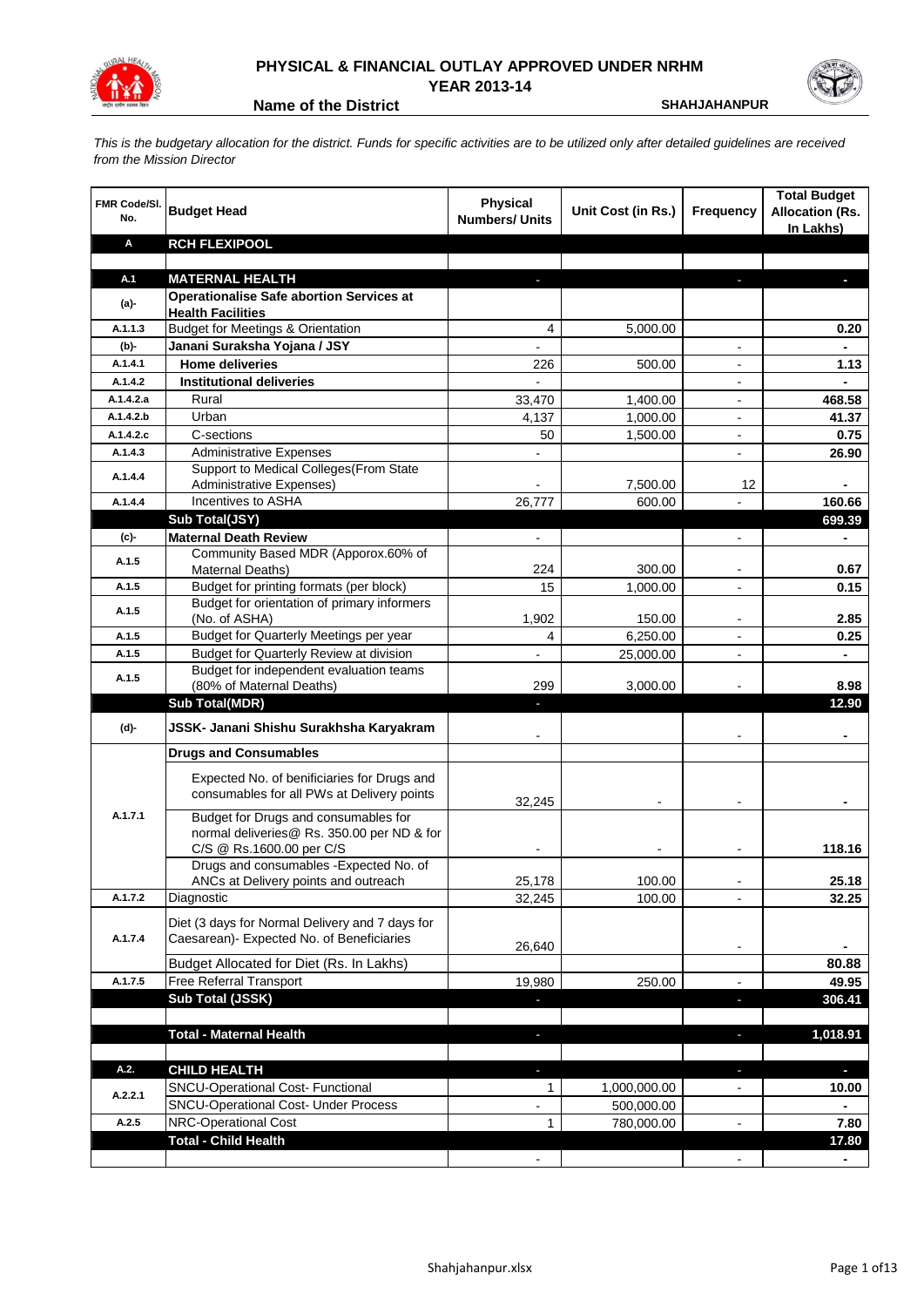# PHYSICAL & FINANCIAL OUTLAY APPROVED UNDER NRHM

**YEAR 2013-14**

**Name of the District** **SHAHJAHANPUR**

*This is the budgetary allocation for the district. Funds for specific activities are to be utilized only after detailed guidelines are received from the Mission Director*

| FMR Code/Sl. No. | Budget Head | Physical Numbers/ Units | Unit Cost (in Rs.) | Frequency | Total Budget Allocation (Rs. In Lakhs) |
|---|---|---|---|---|---|
| **A** | **RCH FLEXIPOOL** | | | | |
| | | | | | |
| **A.1** | **MATERNAL HEALTH** | - | | - | - |
| **(a)-** | **Operationalise Safe abortion Services at Health Facilities** | | | | |
| A.1.1.3 | Budget for Meetings & Orientation | 4 | 5,000.00 | | 0.20 |
| **(b)-** | **Janani Suraksha Yojana / JSY** | - | | - | - |
| A.1.4.1 | **Home deliveries** | 226 | 500.00 | - | 1.13 |
| A.1.4.2 | **Institutional deliveries** | - | | - | - |
| A.1.4.2.a | Rural | 33,470 | 1,400.00 | - | 468.58 |
| A.1.4.2.b | Urban | 4,137 | 1,000.00 | - | 41.37 |
| A.1.4.2.c | C-sections | 50 | 1,500.00 | - | 0.75 |
| A.1.4.3 | Administrative Expenses | - | | - | 26.90 |
| A.1.4.4 | Support to Medical Colleges(From State Administrative Expenses) | - | 7,500.00 | 12 | - |
| A.1.4.4 | Incentives to ASHA | 26,777 | 600.00 | - | 160.66 |
| | **Sub Total(JSY)** | | | | **699.39** |
| **(c)-** | **Maternal Death Review** | - | | - | - |
| A.1.5 | Community Based MDR (Apporox.60% of Maternal Deaths) | 224 | 300.00 | - | 0.67 |
| A.1.5 | Budget for printing formats (per block) | 15 | 1,000.00 | - | 0.15 |
| A.1.5 | Budget for orientation of primary informers (No. of ASHA) | 1,902 | 150.00 | - | 2.85 |
| A.1.5 | Budget for Quarterly Meetings per year | 4 | 6,250.00 | - | 0.25 |
| A.1.5 | Budget for Quarterly Review at division | - | 25,000.00 | - | - |
| A.1.5 | Budget for independent evaluation teams (80% of Maternal Deaths) | 299 | 3,000.00 | - | 8.98 |
| | **Sub Total(MDR)** | - | | | **12.90** |
| **(d)-** | **JSSK- Janani Shishu Surakhsha Karyakram** | - | | - | - |
| | **Drugs and Consumables** | | | | |
| A.1.7.1 | Expected No. of benificiaries for Drugs and consumables for all PWs at Delivery points | 32,245 | - | - | - |
| | Budget for Drugs and consumables for normal deliveries@ Rs. 350.00 per ND & for C/S @ Rs.1600.00 per C/S | - | - | - | 118.16 |
| | Drugs and consumables -Expected No. of ANCs at Delivery points and outreach | 25,178 | 100.00 | - | 25.18 |
| A.1.7.2 | Diagnostic | 32,245 | 100.00 | - | 32.25 |
| A.1.7.4 | Diet (3 days for Normal Delivery and 7 days for Caesarean)- Expected No. of Beneficiaries | 26,640 | | - | - |
| | Budget Allocated for Diet (Rs. In Lakhs) | | | | 80.88 |
| A.1.7.5 | Free Referral Transport | 19,980 | 250.00 | - | 49.95 |
| | **Sub Total (JSSK)** | - | | - | **306.41** |
| | | | | | |
| | **Total - Maternal Health** | - | | - | **1,018.91** |
| | | | | | |
| **A.2.** | **CHILD HEALTH** | - | | - | - |
| A.2.2.1 | SNCU-Operational Cost- Functional | 1 | 1,000,000.00 | - | 10.00 |
| | SNCU-Operational Cost- Under Process | - | 500,000.00 | | - |
| A.2.5 | NRC-Operational Cost | 1 | 780,000.00 | - | 7.80 |
| | **Total - Child Health** | | | | **17.80** |
| | | - | | - | - |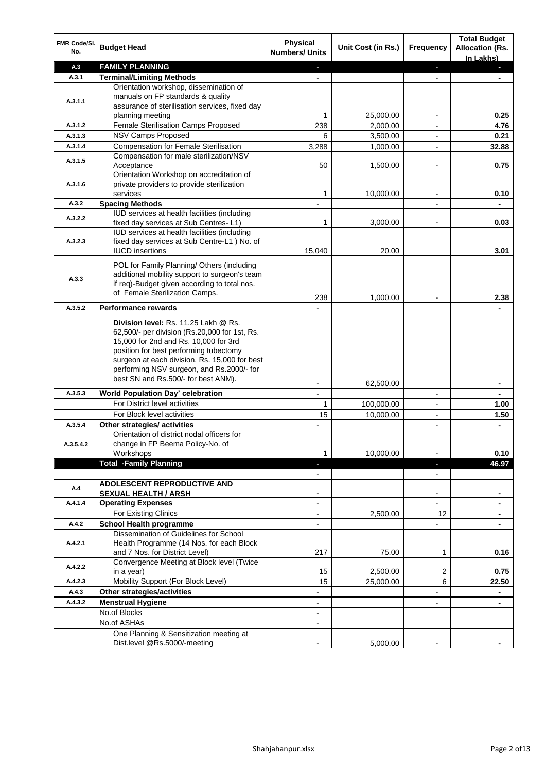| FMR Code/Sl. No. | Budget Head | Physical Numbers/ Units | Unit Cost (in Rs.) | Frequency | Total Budget Allocation (Rs. In Lakhs) |
|---|---|---|---|---|---|
| A.3 | **FAMILY PLANNING** | - | | - | - |
| A.3.1 | **Terminal/Limiting Methods** | - | | - | - |
| A.3.1.1 | Orientation workshop, dissemination of manuals on FP standards & quality assurance of sterilisation services, fixed day planning meeting | 1 | 25,000.00 | - | 0.25 |
| A.3.1.2 | Female Sterilisation Camps Proposed | 238 | 2,000.00 | - | 4.76 |
| A.3.1.3 | NSV Camps Proposed | 6 | 3,500.00 | - | 0.21 |
| A.3.1.4 | Compensation for Female Sterilisation | 3,288 | 1,000.00 | - | 32.88 |
| A.3.1.5 | Compensation for male sterilization/NSV Acceptance | 50 | 1,500.00 | - | 0.75 |
| A.3.1.6 | Orientation Workshop on accreditation of private providers to provide sterilization services | 1 | 10,000.00 | - | 0.10 |
| A.3.2 | **Spacing Methods** | - | | - | - |
| A.3.2.2 | IUD services at health facilities (including fixed day services at Sub Centres- L1) | 1 | 3,000.00 | - | 0.03 |
| A.3.2.3 | IUD services at health facilities (including fixed day services at Sub Centre-L1 ) No. of IUCD insertions | 15,040 | 20.00 | | 3.01 |
| A.3.3 | POL for Family Planning/ Others (including additional mobility support to surgeon's team if req)-Budget given according to total nos. of Female Sterilization Camps. | 238 | 1,000.00 | - | 2.38 |
| A.3.5.2 | **Performance rewards** | - | | | - |
| | **Division level:** Rs. 11.25 Lakh @ Rs. 62,500/- per division (Rs.20,000 for 1st, Rs. 15,000 for 2nd and Rs. 10,000 for 3rd position for best performing tubectomy surgeon at each division, Rs. 15,000 for best performing NSV surgeon, and Rs.2000/- for best SN and Rs.500/- for best ANM). | - | 62,500.00 | | - |
| A.3.5.3 | **World Population Day' celebration** | - | | - | - |
| | For District level activities | 1 | 100,000.00 | - | 1.00 |
| | For Block level activities | 15 | 10,000.00 | - | 1.50 |
| A.3.5.4 | **Other strategies/ activities** | - | | - | - |
| A.3.5.4.2 | Orientation of district nodal officers for change in FP Beema Policy-No. of Workshops | 1 | 10,000.00 | - | 0.10 |
| | **Total -Family Planning** | - | | - | 46.97 |
| | | - | | - | |
| A.4 | **ADOLESCENT REPRODUCTIVE AND SEXUAL HEALTH / ARSH** | - | | - | - |
| A.4.1.4 | **Operating Expenses** | - | | - | - |
| | For Existing Clinics | - | 2,500.00 | 12 | - |
| A.4.2 | **School Health programme** | - | | - | - |
| A.4.2.1 | Dissemination of Guidelines for School Health Programme (14 Nos. for each Block and 7 Nos. for District Level) | 217 | 75.00 | 1 | 0.16 |
| A.4.2.2 | Convergence Meeting at Block level (Twice in a year) | 15 | 2,500.00 | 2 | 0.75 |
| A.4.2.3 | Mobility Support (For Block Level) | 15 | 25,000.00 | 6 | 22.50 |
| A.4.3 | **Other strategies/activities** | - | | - | - |
| A.4.3.2 | **Menstrual Hygiene** | - | | - | - |
| | No.of Blocks | - | | | |
| | No.of ASHAs | - | | | |
| | One Planning & Sensitization meeting at Dist.level @Rs.5000/-meeting | - | 5,000.00 | - | - |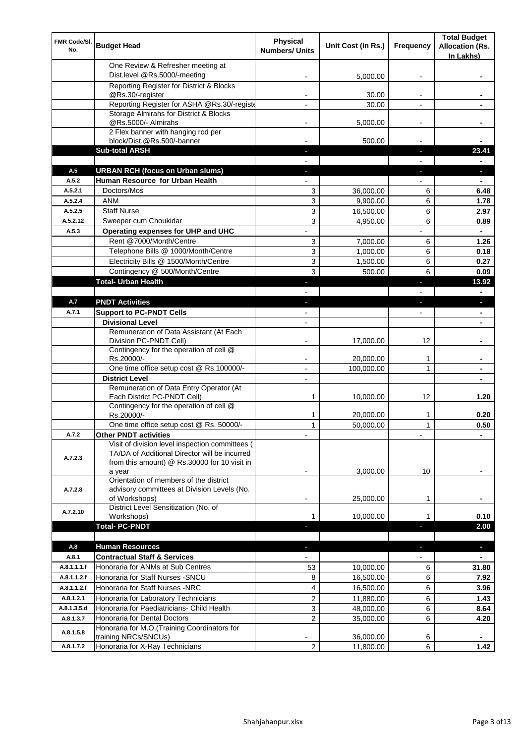| FMR Code/Sl. No. | Budget Head | Physical Numbers/ Units | Unit Cost (in Rs.) | Frequency | Total Budget Allocation (Rs. In Lakhs) |
|---|---|---|---|---|---|
| | One Review & Refresher meeting at Dist.level @Rs.5000/-meeting | - | 5,000.00 | - | - |
| | Reporting Register for District & Blocks @Rs.30/-register | - | 30.00 | - | - |
| | Reporting Register for ASHA @Rs.30/-registe | - | 30.00 | - | - |
| | Storage Almirahs for District & Blocks @Rs.5000/- Almirahs | - | 5,000.00 | - | - |
| | 2 Flex banner with hanging rod per block/Dist.@Rs.500/-banner | - | 500.00 | - | - |
| | **Sub-total ARSH** | - | | - | **23.41** |
| | | - | | - | - |
| A.5 | **URBAN RCH (focus on Urban slums)** | - | | - | - |
| A.5.2 | **Human Resource for Urban Health** | - | | - | - |
| A.5.2.1 | Doctors/Mos | 3 | 36,000.00 | 6 | **6.48** |
| A.5.2.4 | ANM | 3 | 9,900.00 | 6 | **1.78** |
| A.5.2.5 | Staff Nurse | 3 | 16,500.00 | 6 | **2.97** |
| A.5.2.12 | Sweeper cum Choukidar | 3 | 4,950.00 | 6 | **0.89** |
| A.5.3 | **Operating expenses for UHP and UHC** | - | | - | - |
| | Rent @7000/Month/Centre | 3 | 7,000.00 | 6 | **1.26** |
| | Telephone Bills @ 1000/Month/Centre | 3 | 1,000.00 | 6 | **0.18** |
| | Electricity Bills @ 1500/Month/Centre | 3 | 1,500.00 | 6 | **0.27** |
| | Contingency @ 500/Month/Centre | 3 | 500.00 | 6 | **0.09** |
| | **Total- Urban Health** | - | | - | **13.92** |
| | | - | | - | - |
| A.7 | **PNDT Activities** | - | | - | - |
| A.7.1 | **Support to PC-PNDT Cells** | - | | - | - |
| | **Divisional Level** | - | | | - |
| | Remuneration of Data Assistant (At Each Division PC-PNDT Cell) | - | 17,000.00 | 12 | - |
| | Contingency for the operation of cell @ Rs.20000/- | - | 20,000.00 | 1 | - |
| | One time office setup cost @ Rs.100000/- | - | 100,000.00 | 1 | - |
| | **District Level** | - | | | - |
| | Remuneration of Data Entry Operator (At Each District PC-PNDT Cell) | 1 | 10,000.00 | 12 | **1.20** |
| | Contingency for the operation of cell @ Rs.20000/- | 1 | 20,000.00 | 1 | **0.20** |
| | One time office setup cost @ Rs. 50000/- | 1 | 50,000.00 | 1 | **0.50** |
| A.7.2 | **Other PNDT activities** | - | | - | - |
| A.7.2.3 | Visit of division level inspection committees ( TA/DA of Additional Director will be incurred from this amount) @ Rs.30000 for 10 visit in a year | - | 3,000.00 | 10 | - |
| A.7.2.8 | Orientation of members of the district advisory committees at Division Levels (No. of Workshops) | - | 25,000.00 | 1 | - |
| A.7.2.10 | District Level Sensitization (No. of Workshops) | 1 | 10,000.00 | 1 | **0.10** |
| | **Total- PC-PNDT** | - | | - | **2.00** |
| | | | | | |
| A.8 | **Human Resources** | - | | - | - |
| A.8.1 | **Contractual Staff & Services** | - | | - | - |
| A.8.1.1.1.f | Honoraria for ANMs at Sub Centres | 53 | 10,000.00 | 6 | **31.80** |
| A.8.1.1.2.f | Honoraria for Staff Nurses -SNCU | 8 | 16,500.00 | 6 | **7.92** |
| A.8.1.1.2.f | Honoraria for Staff Nurses -NRC | 4 | 16,500.00 | 6 | **3.96** |
| A.8.1.2.1 | Honoraria for Laboratory Technicians | 2 | 11,880.00 | 6 | **1.43** |
| A.8.1.3.5.d | Honoraria for Paediatricians- Child Health | 3 | 48,000.00 | 6 | **8.64** |
| A.8.1.3.7 | Honoraria for Dental Doctors | 2 | 35,000.00 | 6 | **4.20** |
| A.8.1.5.8 | Honoraria for M.O.(Training Coordinators for training NRCs/SNCUs) | - | 36,000.00 | 6 | - |
| A.8.1.7.2 | Honoraria for X-Ray Technicians | 2 | 11,800.00 | 6 | **1.42** |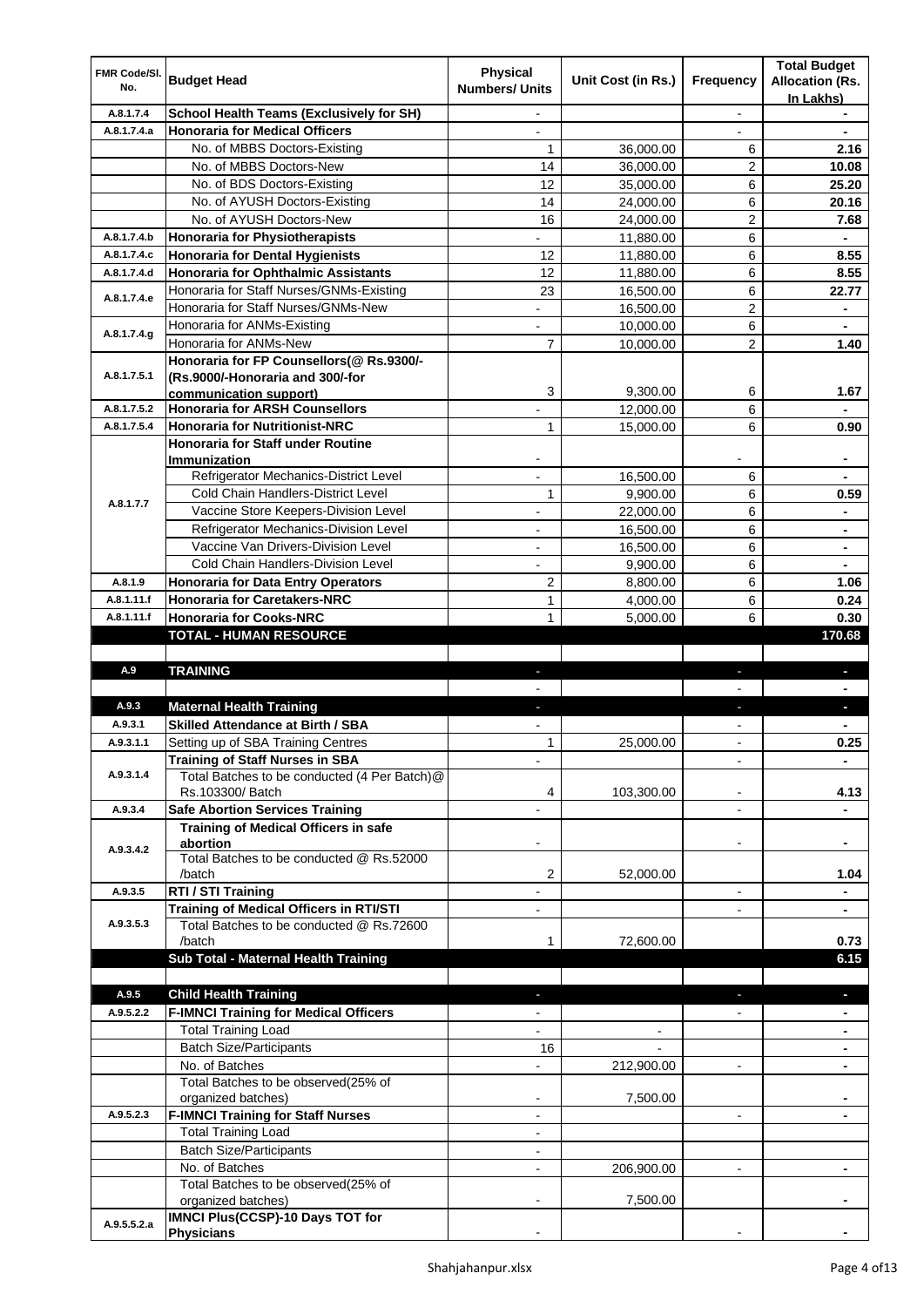| FMR Code/Sl. No. | Budget Head | Physical Numbers/ Units | Unit Cost (in Rs.) | Frequency | Total Budget Allocation (Rs. In Lakhs) |
|---|---|---|---|---|---|
| A.8.1.7.4 | **School Health Teams (Exclusively for SH)** | - | | - | - |
| A.8.1.7.4.a | **Honoraria for Medical Officers** | - | | - | - |
| | No. of MBBS Doctors-Existing | 1 | 36,000.00 | 6 | **2.16** |
| | No. of MBBS Doctors-New | 14 | 36,000.00 | 2 | **10.08** |
| | No. of BDS Doctors-Existing | 12 | 35,000.00 | 6 | **25.20** |
| | No. of AYUSH Doctors-Existing | 14 | 24,000.00 | 6 | **20.16** |
| | No. of AYUSH Doctors-New | 16 | 24,000.00 | 2 | **7.68** |
| A.8.1.7.4.b | **Honoraria for Physiotherapists** | - | 11,880.00 | 6 | - |
| A.8.1.7.4.c | **Honoraria for Dental Hygienists** | 12 | 11,880.00 | 6 | **8.55** |
| A.8.1.7.4.d | **Honoraria for Ophthalmic Assistants** | 12 | 11,880.00 | 6 | **8.55** |
| A.8.1.7.4.e | Honoraria for Staff Nurses/GNMs-Existing | 23 | 16,500.00 | 6 | **22.77** |
| | Honoraria for Staff Nurses/GNMs-New | - | 16,500.00 | 2 | - |
| A.8.1.7.4.g | Honoraria for ANMs-Existing | - | 10,000.00 | 6 | - |
| | Honoraria for ANMs-New | 7 | 10,000.00 | 2 | **1.40** |
| A.8.1.7.5.1 | **Honoraria for FP Counsellors(@ Rs.9300/- (Rs.9000/-Honoraria and 300/-for communication support)** | 3 | 9,300.00 | 6 | **1.67** |
| A.8.1.7.5.2 | **Honoraria for ARSH Counsellors** | - | 12,000.00 | 6 | - |
| A.8.1.7.5.4 | **Honoraria for Nutritionist-NRC** | 1 | 15,000.00 | 6 | **0.90** |
| A.8.1.7.7 | **Honoraria for Staff under Routine Immunization** | - | | - | - |
| | Refrigerator Mechanics-District Level | - | 16,500.00 | 6 | - |
| | Cold Chain Handlers-District Level | 1 | 9,900.00 | 6 | **0.59** |
| | Vaccine Store Keepers-Division Level | - | 22,000.00 | 6 | - |
| | Refrigerator Mechanics-Division Level | - | 16,500.00 | 6 | - |
| | Vaccine Van Drivers-Division Level | - | 16,500.00 | 6 | - |
| | Cold Chain Handlers-Division Level | - | 9,900.00 | 6 | - |
| A.8.1.9 | **Honoraria for Data Entry Operators** | 2 | 8,800.00 | 6 | **1.06** |
| A.8.1.11.f | **Honoraria for Caretakers-NRC** | 1 | 4,000.00 | 6 | **0.24** |
| A.8.1.11.f | **Honoraria for Cooks-NRC** | 1 | 5,000.00 | 6 | **0.30** |
| | **TOTAL - HUMAN RESOURCE** | | | | **170.68** |
| | | | | | |
| **A.9** | **TRAINING** | - | | - | - |
| | | - | | - | - |
| **A.9.3** | **Maternal Health Training** | - | | - | - |
| A.9.3.1 | **Skilled Attendance at Birth / SBA** | - | | - | - |
| A.9.3.1.1 | Setting up of SBA Training Centres | 1 | 25,000.00 | - | **0.25** |
| A.9.3.1.4 | **Training of Staff Nurses in SBA** | - | | - | - |
| | Total Batches to be conducted (4 Per Batch)@ Rs.103300/ Batch | 4 | 103,300.00 | - | **4.13** |
| A.9.3.4 | **Safe Abortion Services Training** | - | | - | - |
| A.9.3.4.2 | **Training of Medical Officers in safe abortion** | - | | - | - |
| | Total Batches to be conducted @ Rs.52000 /batch | 2 | 52,000.00 | | **1.04** |
| A.9.3.5 | **RTI / STI Training** | - | | - | - |
| A.9.3.5.3 | **Training of Medical Officers in RTI/STI** | - | | - | - |
| | Total Batches to be conducted @ Rs.72600 /batch | 1 | 72,600.00 | | **0.73** |
| | **Sub Total - Maternal Health Training** | | | | **6.15** |
| | | | | | |
| **A.9.5** | **Child Health Training** | - | | - | - |
| A.9.5.2.2 | **F-IMNCI Training for Medical Officers** | - | | - | - |
| | Total Training Load | - | - | | - |
| | Batch Size/Participants | 16 | - | | - |
| | No. of Batches | - | 212,900.00 | - | - |
| | Total Batches to be observed(25% of organized batches) | - | 7,500.00 | | - |
| A.9.5.2.3 | **F-IMNCI Training for Staff Nurses** | - | | - | - |
| | Total Training Load | - | | | |
| | Batch Size/Participants | - | | | |
| | No. of Batches | - | 206,900.00 | - | - |
| | Total Batches to be observed(25% of organized batches) | - | 7,500.00 | | - |
| A.9.5.5.2.a | **IMNCI Plus(CCSP)-10 Days TOT for Physicians** | - | | - | - |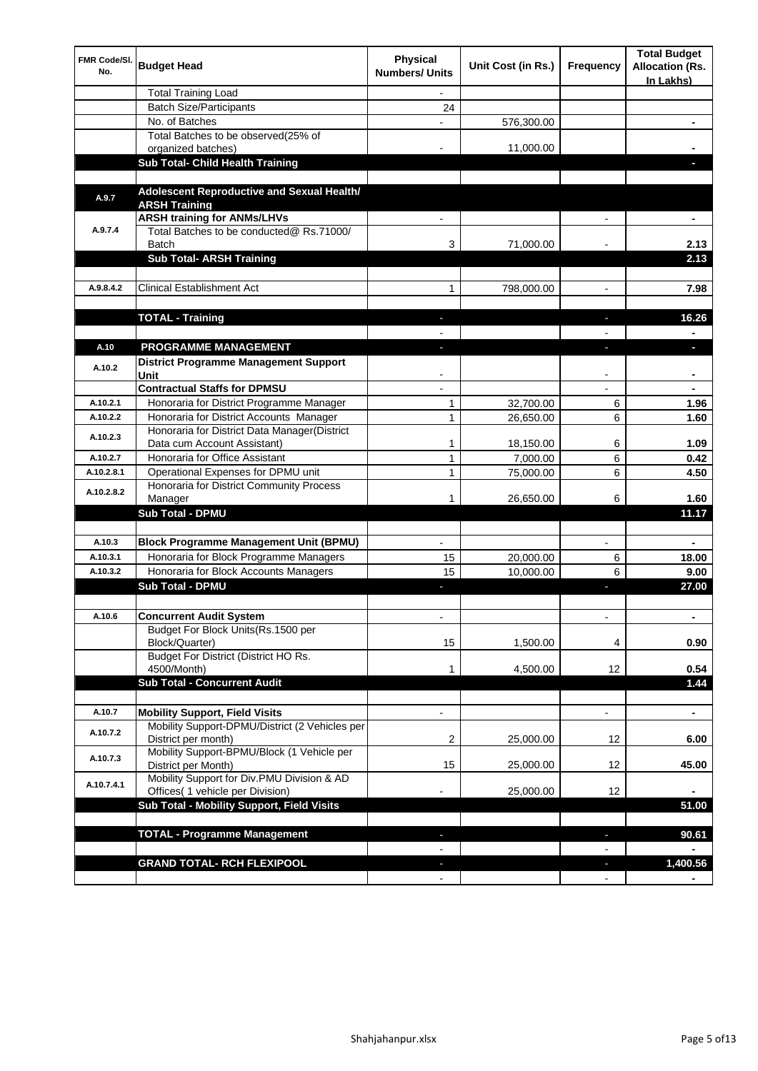| FMR Code/Sl. No. | Budget Head | Physical Numbers/ Units | Unit Cost (in Rs.) | Frequency | Total Budget Allocation (Rs. In Lakhs) |
|---|---|---|---|---|---|
| | Total Training Load | - | | | |
| | Batch Size/Participants | 24 | | | |
| | No. of Batches | - | 576,300.00 | | - |
| | Total Batches to be observed(25% of organized batches) | - | 11,000.00 | | - |
| | **Sub Total- Child Health Training** | | | | - |
| | | | | | |
| A.9.7 | **Adolescent Reproductive and Sexual Health/ ARSH Training** | | | | |
| | **ARSH training for ANMs/LHVs** | - | | - | - |
| A.9.7.4 | Total Batches to be conducted@ Rs.71000/ Batch | 3 | 71,000.00 | - | 2.13 |
| | **Sub Total- ARSH Training** | | | | 2.13 |
| | | | | | |
| A.9.8.4.2 | Clinical Establishment Act | 1 | 798,000.00 | - | 7.98 |
| | | | | | |
| | **TOTAL - Training** | - | | - | 16.26 |
| | | - | | - | - |
| A.10 | **PROGRAMME MANAGEMENT** | - | | - | - |
| A.10.2 | **District Programme Management Support Unit** | - | | - | - |
| | **Contractual Staffs for DPMSU** | - | | - | - |
| A.10.2.1 | Honoraria for District Programme Manager | 1 | 32,700.00 | 6 | 1.96 |
| A.10.2.2 | Honoraria for District Accounts Manager | 1 | 26,650.00 | 6 | 1.60 |
| A.10.2.3 | Honoraria for District Data Manager(District Data cum Account Assistant) | 1 | 18,150.00 | 6 | 1.09 |
| A.10.2.7 | Honoraria for Office Assistant | 1 | 7,000.00 | 6 | 0.42 |
| A.10.2.8.1 | Operational Expenses for DPMU unit | 1 | 75,000.00 | 6 | 4.50 |
| A.10.2.8.2 | Honoraria for District Community Process Manager | 1 | 26,650.00 | 6 | 1.60 |
| | **Sub Total - DPMU** | | | | 11.17 |
| | | | | | |
| A.10.3 | **Block Programme Management Unit (BPMU)** | - | | - | - |
| A.10.3.1 | Honoraria for Block Programme Managers | 15 | 20,000.00 | 6 | 18.00 |
| A.10.3.2 | Honoraria for Block Accounts Managers | 15 | 10,000.00 | 6 | 9.00 |
| | **Sub Total - DPMU** | - | | - | 27.00 |
| | | | | | |
| A.10.6 | **Concurrent Audit System** | - | | - | - |
| | Budget For Block Units(Rs.1500 per Block/Quarter) | 15 | 1,500.00 | 4 | 0.90 |
| | Budget For District (District HO Rs. 4500/Month) | 1 | 4,500.00 | 12 | 0.54 |
| | **Sub Total - Concurrent Audit** | | | | 1.44 |
| | | | | | |
| A.10.7 | **Mobility Support, Field Visits** | - | | - | - |
| A.10.7.2 | Mobility Support-DPMU/District (2 Vehicles per District per month) | 2 | 25,000.00 | 12 | 6.00 |
| A.10.7.3 | Mobility Support-BPMU/Block (1 Vehicle per District per Month) | 15 | 25,000.00 | 12 | 45.00 |
| A.10.7.4.1 | Mobility Support for Div.PMU Division & AD Offices( 1 vehicle per Division) | - | 25,000.00 | 12 | - |
| | **Sub Total - Mobility Support, Field Visits** | | | | 51.00 |
| | | | | | |
| | **TOTAL - Programme Management** | - | | - | 90.61 |
| | | - | | - | - |
| | **GRAND TOTAL- RCH FLEXIPOOL** | - | | - | 1,400.56 |
| | | - | | - | - |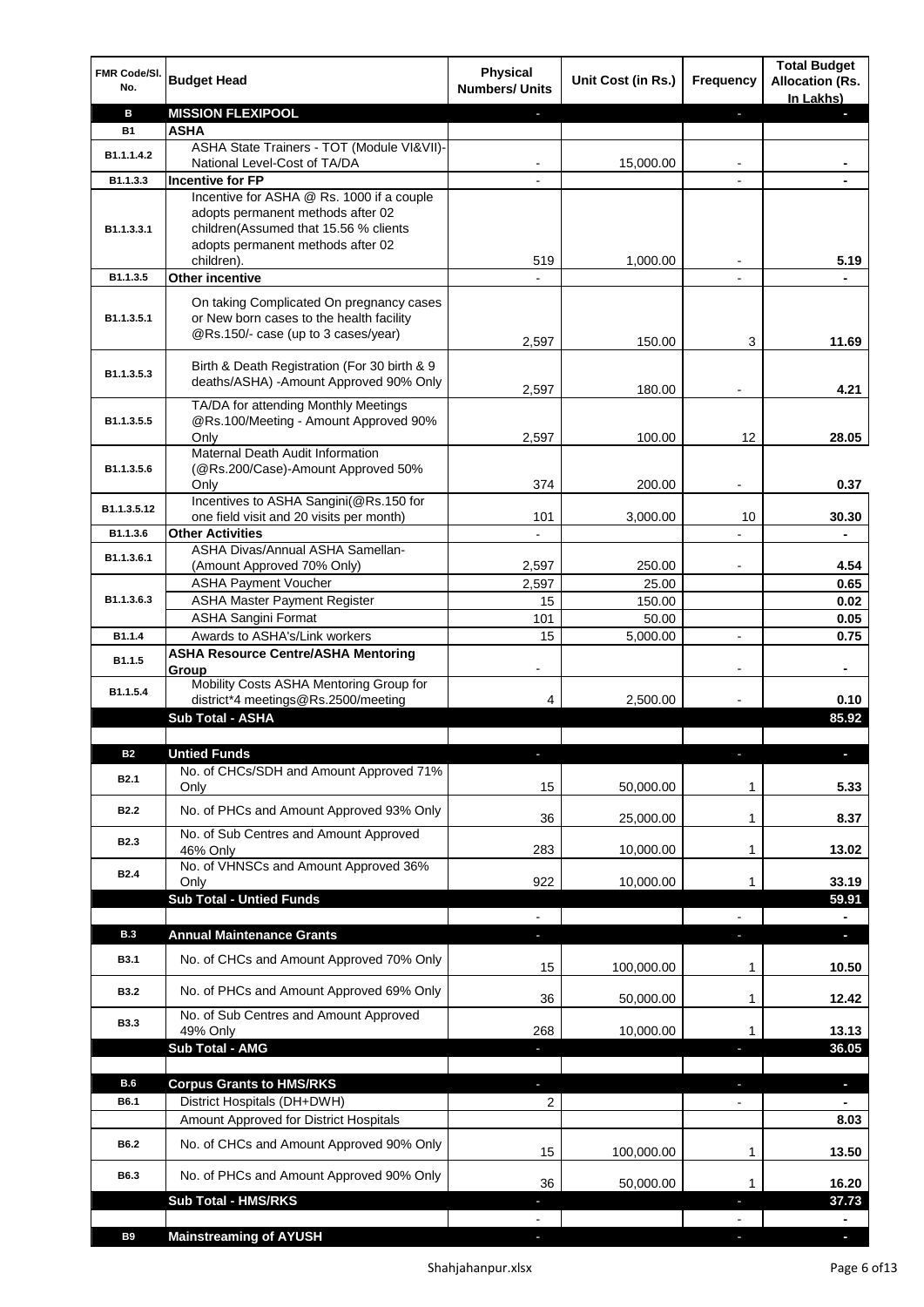| FMR Code/Sl. No. | Budget Head | Physical Numbers/ Units | Unit Cost (in Rs.) | Frequency | Total Budget Allocation (Rs. In Lakhs) |
|---|---|---|---|---|---|
| **B** | **MISSION FLEXIPOOL** | - | | - | - |
| **B1** | **ASHA** | | | | |
| B1.1.1.4.2 | ASHA State Trainers - TOT (Module VI&VII)-National Level-Cost of TA/DA | - | 15,000.00 | - | - |
| B1.1.3.3 | **Incentive for FP** | - | | - | - |
| B1.1.3.3.1 | Incentive for ASHA @ Rs. 1000 if a couple adopts permanent methods after 02 children(Assumed that 15.56 % clients adopts permanent methods after 02 children). | 519 | 1,000.00 | - | 5.19 |
| B1.1.3.5 | **Other incentive** | - | | - | - |
| B1.1.3.5.1 | On taking Complicated On pregnancy cases or New born cases to the health facility @Rs.150/- case (up to 3 cases/year) | 2,597 | 150.00 | 3 | 11.69 |
| B1.1.3.5.3 | Birth & Death Registration (For 30 birth & 9 deaths/ASHA) -Amount Approved 90% Only | 2,597 | 180.00 | - | 4.21 |
| B1.1.3.5.5 | TA/DA for attending Monthly Meetings @Rs.100/Meeting - Amount Approved 90% Only | 2,597 | 100.00 | 12 | 28.05 |
| B1.1.3.5.6 | Maternal Death Audit Information (@Rs.200/Case)-Amount Approved 50% Only | 374 | 200.00 | - | 0.37 |
| B1.1.3.5.12 | Incentives to ASHA Sangini(@Rs.150 for one field visit and 20 visits per month) | 101 | 3,000.00 | 10 | 30.30 |
| B1.1.3.6 | **Other Activities** | - | | - | - |
| B1.1.3.6.1 | ASHA Divas/Annual ASHA Samellan-(Amount Approved 70% Only) | 2,597 | 250.00 | - | 4.54 |
| B1.1.3.6.3 | ASHA Payment Voucher | 2,597 | 25.00 | | 0.65 |
| | ASHA Master Payment Register | 15 | 150.00 | | 0.02 |
| | ASHA Sangini Format | 101 | 50.00 | | 0.05 |
| B1.1.4 | Awards to ASHA's/Link workers | 15 | 5,000.00 | - | 0.75 |
| B1.1.5 | **ASHA Resource Centre/ASHA Mentoring Group** | - | | - | - |
| B1.1.5.4 | Mobility Costs ASHA Mentoring Group for district*4 meetings@Rs.2500/meeting | 4 | 2,500.00 | - | 0.10 |
| | **Sub Total - ASHA** | | | | **85.92** |
| | | | | | |
| **B2** | **Untied Funds** | - | | - | - |
| B2.1 | No. of CHCs/SDH and Amount Approved 71% Only | 15 | 50,000.00 | 1 | 5.33 |
| B2.2 | No. of PHCs and Amount Approved 93% Only | 36 | 25,000.00 | 1 | 8.37 |
| B2.3 | No. of Sub Centres and Amount Approved 46% Only | 283 | 10,000.00 | 1 | 13.02 |
| B2.4 | No. of VHNSCs and Amount Approved 36% Only | 922 | 10,000.00 | 1 | 33.19 |
| | **Sub Total - Untied Funds** | | | | **59.91** |
| | | - | | - | - |
| **B.3** | **Annual Maintenance Grants** | - | | - | - |
| B3.1 | No. of CHCs and Amount Approved 70% Only | 15 | 100,000.00 | 1 | 10.50 |
| B3.2 | No. of PHCs and Amount Approved 69% Only | 36 | 50,000.00 | 1 | 12.42 |
| B3.3 | No. of Sub Centres and Amount Approved 49% Only | 268 | 10,000.00 | 1 | 13.13 |
| | **Sub Total - AMG** | - | | - | **36.05** |
| | | | | | |
| **B.6** | **Corpus Grants to HMS/RKS** | - | | - | - |
| B6.1 | District Hospitals (DH+DWH) | 2 | | - | - |
| | Amount Approved for District Hospitals | | | | 8.03 |
| B6.2 | No. of CHCs and Amount Approved 90% Only | 15 | 100,000.00 | 1 | 13.50 |
| B6.3 | No. of PHCs and Amount Approved 90% Only | 36 | 50,000.00 | 1 | 16.20 |
| | **Sub Total - HMS/RKS** | - | | - | **37.73** |
| | | - | | - | - |
| **B9** | **Mainstreaming of AYUSH** | - | | - | - |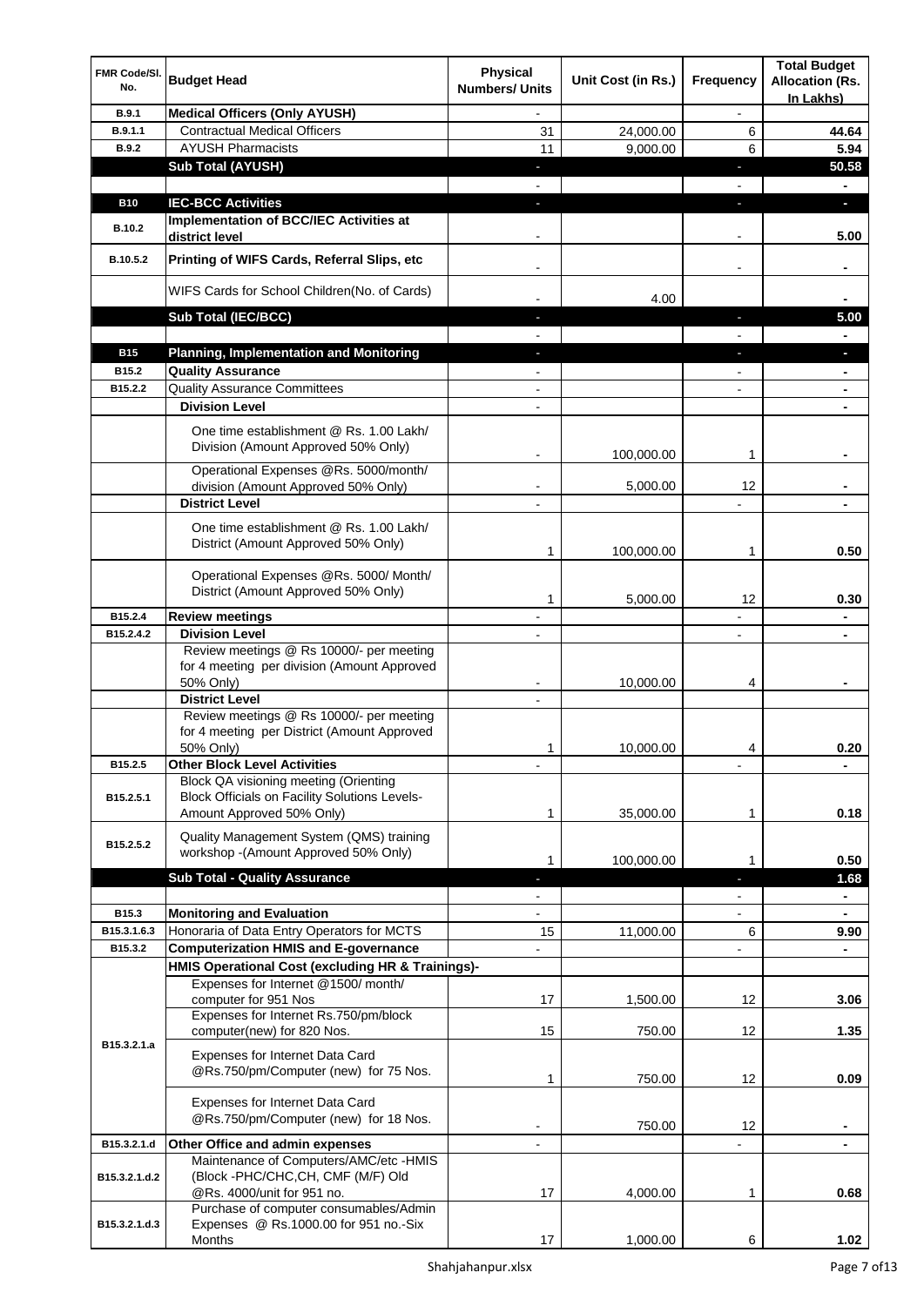| FMR Code/Sl. No. | Budget Head | Physical Numbers/ Units | Unit Cost (in Rs.) | Frequency | Total Budget Allocation (Rs. In Lakhs) |
|---|---|---|---|---|---|
| B.9.1 | **Medical Officers (Only AYUSH)** | - | | - | |
| B.9.1.1 | Contractual Medical Officers | 31 | 24,000.00 | 6 | **44.64** |
| B.9.2 | AYUSH Pharmacists | 11 | 9,000.00 | 6 | **5.94** |
| | **Sub Total (AYUSH)** | - | | - | **50.58** |
| | | - | | - | - |
| B10 | **IEC-BCC Activities** | - | | - | - |
| B.10.2 | **Implementation of BCC/IEC Activities at district level** | - | | - | **5.00** |
| B.10.5.2 | **Printing of WIFS Cards, Referral Slips, etc** | - | | - | - |
| | WIFS Cards for School Children(No. of Cards) | - | 4.00 | | - |
| | **Sub Total (IEC/BCC)** | - | | - | **5.00** |
| | | - | | - | - |
| B15 | **Planning, Implementation and Monitoring** | - | | - | - |
| B15.2 | **Quality Assurance** | - | | - | - |
| B15.2.2 | Quality Assurance Committees | - | | - | - |
| | **Division Level** | - | | | - |
| | One time establishment @ Rs. 1.00 Lakh/ Division (Amount Approved 50% Only) | - | 100,000.00 | 1 | - |
| | Operational Expenses @Rs. 5000/month/ division (Amount Approved 50% Only) | - | 5,000.00 | 12 | - |
| | **District Level** | - | | - | - |
| | One time establishment @ Rs. 1.00 Lakh/ District (Amount Approved 50% Only) | 1 | 100,000.00 | 1 | **0.50** |
| | Operational Expenses @Rs. 5000/ Month/ District (Amount Approved 50% Only) | 1 | 5,000.00 | 12 | **0.30** |
| B15.2.4 | **Review meetings** | - | | - | - |
| B15.2.4.2 | **Division Level** | - | | - | - |
| | Review meetings @ Rs 10000/- per meeting for 4 meeting per division (Amount Approved 50% Only) | - | 10,000.00 | 4 | - |
| | **District Level** | - | | | |
| | Review meetings @ Rs 10000/- per meeting for 4 meeting per District (Amount Approved 50% Only) | 1 | 10,000.00 | 4 | **0.20** |
| B15.2.5 | **Other Block Level Activities** | - | | - | - |
| B15.2.5.1 | Block QA visioning meeting (Orienting Block Officials on Facility Solutions Levels- Amount Approved 50% Only) | 1 | 35,000.00 | 1 | **0.18** |
| B15.2.5.2 | Quality Management System (QMS) training workshop -(Amount Approved 50% Only) | 1 | 100,000.00 | 1 | **0.50** |
| | **Sub Total - Quality Assurance** | - | | - | **1.68** |
| | | - | | - | - |
| B15.3 | **Monitoring and Evaluation** | - | | - | - |
| B15.3.1.6.3 | Honoraria of Data Entry Operators for MCTS | 15 | 11,000.00 | 6 | **9.90** |
| B15.3.2 | **Computerization HMIS and E-governance** | - | | - | - |
| | **HMIS Operational Cost (excluding HR & Trainings)-** | | | | |
| B15.3.2.1.a | Expenses for Internet @1500/ month/ computer for 951 Nos | 17 | 1,500.00 | 12 | **3.06** |
| | Expenses for Internet Rs.750/pm/block computer(new) for 820 Nos. | 15 | 750.00 | 12 | **1.35** |
| | Expenses for Internet Data Card @Rs.750/pm/Computer (new) for 75 Nos. | 1 | 750.00 | 12 | **0.09** |
| | Expenses for Internet Data Card @Rs.750/pm/Computer (new) for 18 Nos. | - | 750.00 | 12 | - |
| B15.3.2.1.d | **Other Office and admin expenses** | - | | - | - |
| B15.3.2.1.d.2 | Maintenance of Computers/AMC/etc -HMIS (Block -PHC/CHC,CH, CMF (M/F) Old @Rs. 4000/unit for 951 no. | 17 | 4,000.00 | 1 | **0.68** |
| B15.3.2.1.d.3 | Purchase of computer consumables/Admin Expenses @ Rs.1000.00 for 951 no.-Six Months | 17 | 1,000.00 | 6 | **1.02** |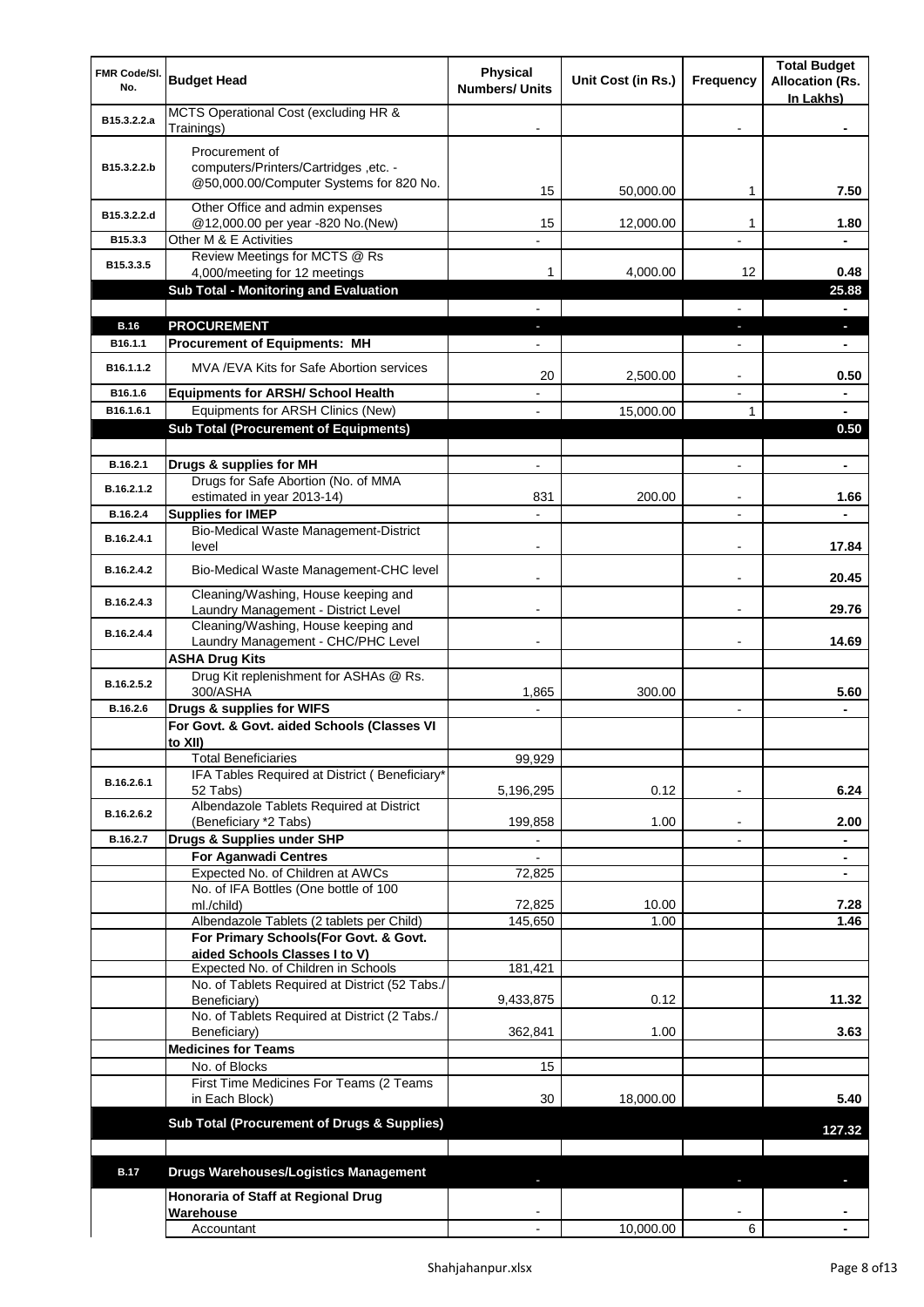| FMR Code/Sl. No. | Budget Head | Physical Numbers/ Units | Unit Cost (in Rs.) | Frequency | Total Budget Allocation (Rs. In Lakhs) |
|---|---|---|---|---|---|
| B15.3.2.2.a | MCTS Operational Cost (excluding HR & Trainings) | - | | - | - |
| B15.3.2.2.b | Procurement of computers/Printers/Cartridges ,etc. - @50,000.00/Computer Systems for 820 No. | 15 | 50,000.00 | 1 | 7.50 |
| B15.3.2.2.d | Other Office and admin expenses @12,000.00 per year -820 No.(New) | 15 | 12,000.00 | 1 | 1.80 |
| B15.3.3 | Other M & E Activities | - | | - | - |
| B15.3.3.5 | Review Meetings for MCTS @ Rs 4,000/meeting for 12 meetings | 1 | 4,000.00 | 12 | 0.48 |
| | **Sub Total - Monitoring and Evaluation** | | | | **25.88** |
| | | - | | - | - |
| **B.16** | **PROCUREMENT** | - | | - | - |
| B16.1.1 | **Procurement of Equipments: MH** | - | | - | - |
| B16.1.1.2 | MVA /EVA Kits for Safe Abortion services | 20 | 2,500.00 | - | 0.50 |
| B16.1.6 | **Equipments for ARSH/ School Health** | - | | - | - |
| B16.1.6.1 | Equipments for ARSH Clinics (New) | - | 15,000.00 | 1 | - |
| | **Sub Total (Procurement of Equipments)** | | | | **0.50** |
| | | | | | |
| B.16.2.1 | **Drugs & supplies for MH** | - | | - | - |
| B.16.2.1.2 | Drugs for Safe Abortion (No. of MMA estimated in year 2013-14) | 831 | 200.00 | - | 1.66 |
| B.16.2.4 | **Supplies for IMEP** | - | | - | - |
| B.16.2.4.1 | Bio-Medical Waste Management-District level | - | | - | 17.84 |
| B.16.2.4.2 | Bio-Medical Waste Management-CHC level | - | | - | 20.45 |
| B.16.2.4.3 | Cleaning/Washing, House keeping and Laundry Management - District Level | - | | - | 29.76 |
| B.16.2.4.4 | Cleaning/Washing, House keeping and Laundry Management - CHC/PHC Level | - | | - | 14.69 |
| | **ASHA Drug Kits** | | | | |
| B.16.2.5.2 | Drug Kit replenishment for ASHAs @ Rs. 300/ASHA | 1,865 | 300.00 | | 5.60 |
| B.16.2.6 | **Drugs & supplies for WIFS** | - | | - | - |
| | **For Govt. & Govt. aided Schools (Classes VI to XII)** | | | | |
| | Total Beneficiaries | 99,929 | | | |
| B.16.2.6.1 | IFA Tables Required at District ( Beneficiary* 52 Tabs) | 5,196,295 | 0.12 | - | 6.24 |
| B.16.2.6.2 | Albendazole Tablets Required at District (Beneficiary *2 Tabs) | 199,858 | 1.00 | - | 2.00 |
| B.16.2.7 | **Drugs & Supplies under SHP** | - | | - | - |
| | **For Aganwadi Centres** | - | | | - |
| | Expected No. of Children at AWCs | 72,825 | | | - |
| | No. of IFA Bottles (One bottle of 100 ml./child) | 72,825 | 10.00 | | 7.28 |
| | Albendazole Tablets (2 tablets per Child) | 145,650 | 1.00 | | 1.46 |
| | **For Primary Schools(For Govt. & Govt. aided Schools Classes I to V)** | | | | |
| | Expected No. of Children in Schools | 181,421 | | | |
| | No. of Tablets Required at District (52 Tabs./ Beneficiary) | 9,433,875 | 0.12 | | 11.32 |
| | No. of Tablets Required at District (2 Tabs./ Beneficiary) | 362,841 | 1.00 | | 3.63 |
| | **Medicines for Teams** | | | | |
| | No. of Blocks | 15 | | | |
| | First Time Medicines For Teams (2 Teams in Each Block) | 30 | 18,000.00 | | 5.40 |
| | **Sub Total (Procurement of Drugs & Supplies)** | | | | **127.32** |
| | | | | | |
| **B.17** | **Drugs Warehouses/Logistics Management** | - | | - | - |
| | **Honoraria of Staff at Regional Drug Warehouse** | - | | - | - |
| | Accountant | - | 10,000.00 | 6 | - |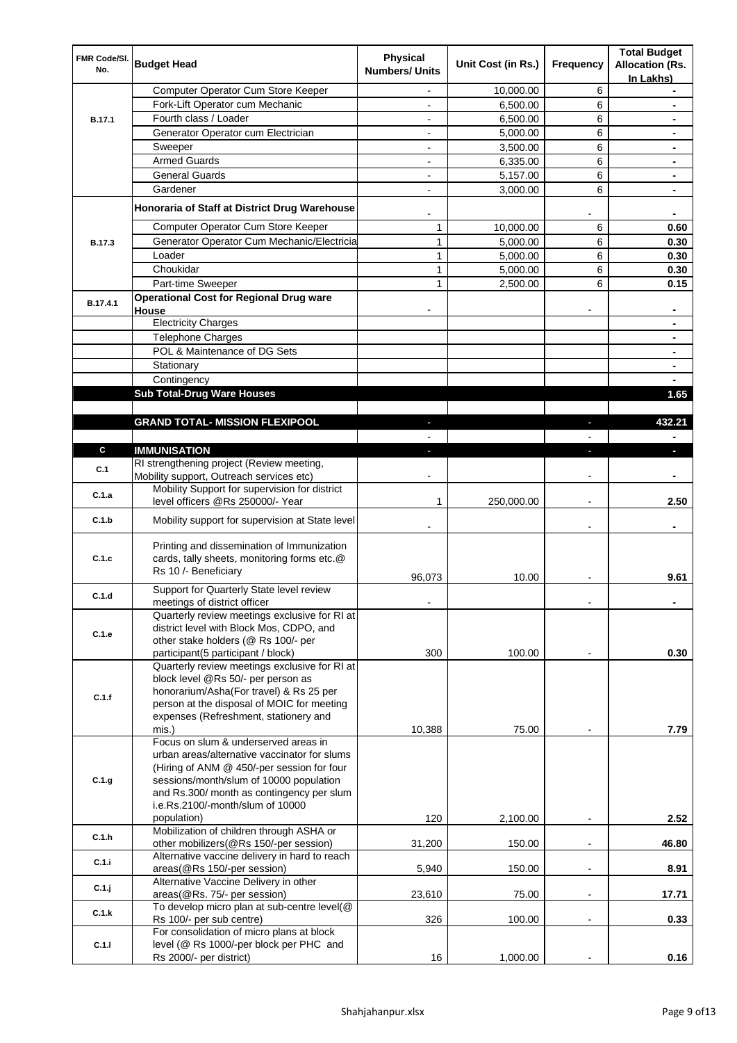| FMR Code/Sl. No. | Budget Head | Physical Numbers/ Units | Unit Cost (in Rs.) | Frequency | Total Budget Allocation (Rs. In Lakhs) |
|---|---|---|---|---|---|
| B.17.1 | Computer Operator Cum Store Keeper | - | 10,000.00 | 6 | - |
| | Fork-Lift Operator cum Mechanic | - | 6,500.00 | 6 | - |
| | Fourth class / Loader | - | 6,500.00 | 6 | - |
| | Generator Operator cum Electrician | - | 5,000.00 | 6 | - |
| | Sweeper | - | 3,500.00 | 6 | - |
| | Armed Guards | - | 6,335.00 | 6 | - |
| | General Guards | - | 5,157.00 | 6 | - |
| | Gardener | - | 3,000.00 | 6 | - |
| B.17.3 | **Honoraria of Staff at District Drug Warehouse** | - | | - | - |
| | Computer Operator Cum Store Keeper | 1 | 10,000.00 | 6 | **0.60** |
| | Generator Operator Cum Mechanic/Electricia | 1 | 5,000.00 | 6 | **0.30** |
| | Loader | 1 | 5,000.00 | 6 | **0.30** |
| | Choukidar | 1 | 5,000.00 | 6 | **0.30** |
| | Part-time Sweeper | 1 | 2,500.00 | 6 | **0.15** |
| B.17.4.1 | **Operational Cost for Regional Drug ware House** | - | | - | - |
| | Electricity Charges | | | | - |
| | Telephone Charges | | | | - |
| | POL & Maintenance of DG Sets | | | | - |
| | Stationary | | | | - |
| | Contingency | | | | - |
| | **Sub Total-Drug Ware Houses** | | | | **1.65** |
| | | | | | |
| | **GRAND TOTAL- MISSION FLEXIPOOL** | - | | - | **432.21** |
| | | - | | - | - |
| **C** | **IMMUNISATION** | - | | - | - |
| C.1 | RI strengthening project (Review meeting, Mobility support, Outreach services etc) | - | | - | - |
| C.1.a | Mobility Support for supervision for district level officers @Rs 250000/- Year | 1 | 250,000.00 | - | **2.50** |
| C.1.b | Mobility support for supervision at State level | - | | - | - |
| C.1.c | Printing and dissemination of Immunization cards, tally sheets, monitoring forms etc.@ Rs 10 /- Beneficiary | 96,073 | 10.00 | - | **9.61** |
| C.1.d | Support for Quarterly State level review meetings of district officer | - | | - | - |
| C.1.e | Quarterly review meetings exclusive for RI at district level with Block Mos, CDPO, and other stake holders (@ Rs 100/- per participant(5 participant / block) | 300 | 100.00 | - | **0.30** |
| C.1.f | Quarterly review meetings exclusive for RI at block level @Rs 50/- per person as honorarium/Asha(For travel) & Rs 25 per person at the disposal of MOIC for meeting expenses (Refreshment, stationery and mis.) | 10,388 | 75.00 | - | **7.79** |
| C.1.g | Focus on slum & underserved areas in urban areas/alternative vaccinator for slums (Hiring of ANM @ 450/-per session for four sessions/month/slum of 10000 population and Rs.300/ month as contingency per slum i.e.Rs.2100/-month/slum of 10000 population) | 120 | 2,100.00 | - | **2.52** |
| C.1.h | Mobilization of children through ASHA or other mobilizers(@Rs 150/-per session) | 31,200 | 150.00 | - | **46.80** |
| C.1.i | Alternative vaccine delivery in hard to reach areas(@Rs 150/-per session) | 5,940 | 150.00 | - | **8.91** |
| C.1.j | Alternative Vaccine Delivery in other areas(@Rs. 75/- per session) | 23,610 | 75.00 | - | **17.71** |
| C.1.k | To develop micro plan at sub-centre level(@ Rs 100/- per sub centre) | 326 | 100.00 | - | **0.33** |
| C.1.l | For consolidation of micro plans at block level (@ Rs 1000/-per block per PHC and Rs 2000/- per district) | 16 | 1,000.00 | - | **0.16** |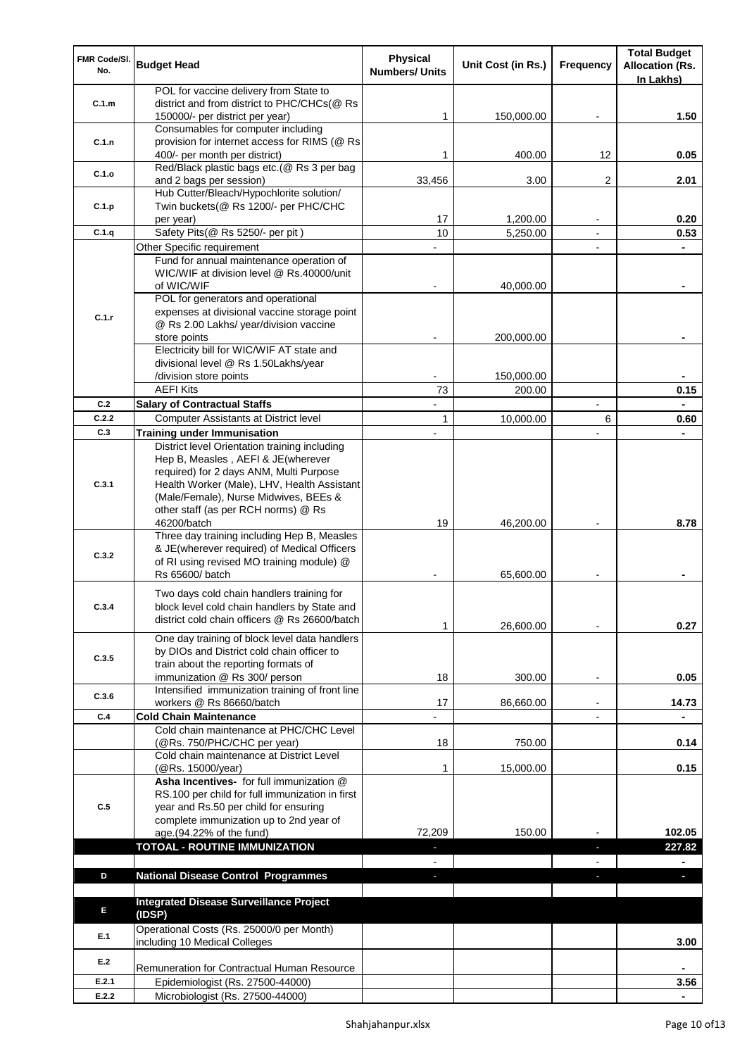| FMR Code/Sl. No. | Budget Head | Physical Numbers/ Units | Unit Cost (in Rs.) | Frequency | Total Budget Allocation (Rs. In Lakhs) |
|---|---|---|---|---|---|
| C.1.m | POL for vaccine delivery from State to district and from district to PHC/CHCs(@ Rs 150000/- per district per year) | 1 | 150,000.00 | - | 1.50 |
| C.1.n | Consumables for computer including provision for internet access for RIMS (@ Rs 400/- per month per district) | 1 | 400.00 | 12 | 0.05 |
| C.1.o | Red/Black plastic bags etc.(@ Rs 3 per bag and 2 bags per session) | 33,456 | 3.00 | 2 | 2.01 |
| C.1.p | Hub Cutter/Bleach/Hypochlorite solution/ Twin buckets(@ Rs 1200/- per PHC/CHC per year) | 17 | 1,200.00 | - | 0.20 |
| C.1.q | Safety Pits(@ Rs 5250/- per pit ) | 10 | 5,250.00 | - | 0.53 |
| C.1.r | Other Specific requirement | - | | - | - |
| | Fund for annual maintenance operation of WIC/WIF at division level @ Rs.40000/unit of WIC/WIF | - | 40,000.00 | | - |
| | POL for generators and operational expenses at divisional vaccine storage point @ Rs 2.00 Lakhs/ year/division vaccine store points | - | 200,000.00 | | - |
| | Electricity bill for WIC/WIF AT state and divisional level @ Rs 1.50Lakhs/year /division store points | - | 150,000.00 | | - |
| | AEFI Kits | 73 | 200.00 | | 0.15 |
| C.2 | **Salary of Contractual Staffs** | - | | - | - |
| C.2.2 | Computer Assistants at District level | 1 | 10,000.00 | 6 | 0.60 |
| C.3 | **Training under Immunisation** | - | | - | - |
| C.3.1 | District level Orientation training including Hep B, Measles , AEFI & JE(wherever required) for 2 days ANM, Multi Purpose Health Worker (Male), LHV, Health Assistant (Male/Female), Nurse Midwives, BEEs & other staff (as per RCH norms) @ Rs 46200/batch | 19 | 46,200.00 | - | 8.78 |
| C.3.2 | Three day training including Hep B, Measles & JE(wherever required) of Medical Officers of RI using revised MO training module) @ Rs 65600/ batch | - | 65,600.00 | - | - |
| C.3.4 | Two days cold chain handlers training for block level cold chain handlers by State and district cold chain officers @ Rs 26600/batch | 1 | 26,600.00 | - | 0.27 |
| C.3.5 | One day training of block level data handlers by DIOs and District cold chain officer to train about the reporting formats of immunization @ Rs 300/ person | 18 | 300.00 | - | 0.05 |
| C.3.6 | Intensified immunization training of front line workers @ Rs 86660/batch | 17 | 86,660.00 | - | 14.73 |
| C.4 | **Cold Chain Maintenance** | - | | - | - |
| | Cold chain maintenance at PHC/CHC Level (@Rs. 750/PHC/CHC per year) | 18 | 750.00 | | 0.14 |
| | Cold chain maintenance at District Level (@Rs. 15000/year) | 1 | 15,000.00 | | 0.15 |
| C.5 | **Asha Incentives-** for full immunization @ RS.100 per child for full immunization in first year and Rs.50 per child for ensuring complete immunization up to 2nd year of age.(94.22% of the fund) | 72,209 | 150.00 | - | 102.05 |
| | **TOTOAL - ROUTINE IMMUNIZATION** | - | | - | **227.82** |
| | | - | | - | - |
| D | **National Disease Control Programmes** | - | | - | - |
| | | | | | |
| E | **Integrated Disease Surveillance Project (IDSP)** | | | | |
| E.1 | Operational Costs (Rs. 25000/0 per Month) including 10 Medical Colleges | | | | 3.00 |
| E.2 | Remuneration for Contractual Human Resource | | | | - |
| E.2.1 | Epidemiologist (Rs. 27500-44000) | | | | 3.56 |
| E.2.2 | Microbiologist (Rs. 27500-44000) | | | | - |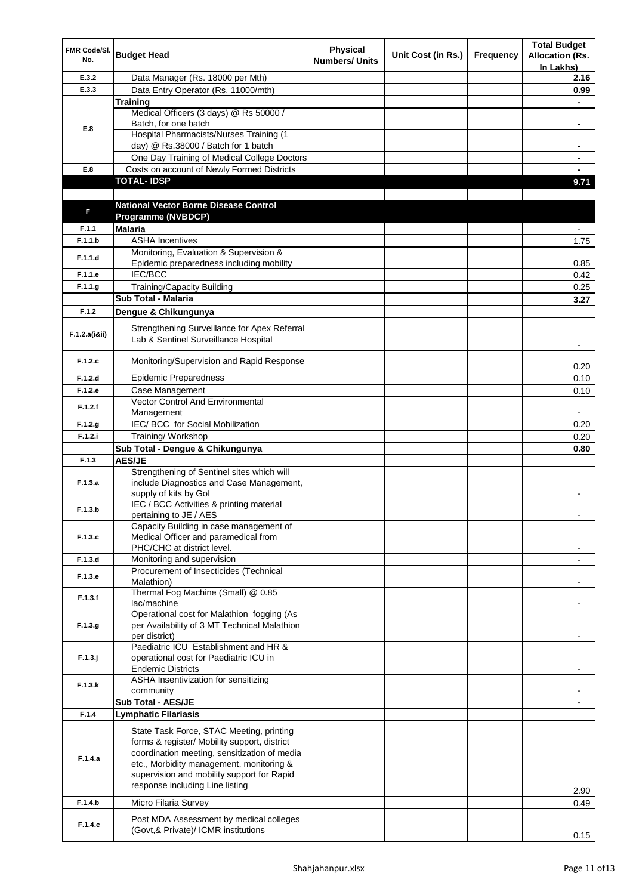| FMR Code/Sl. No. | Budget Head | Physical Numbers/ Units | Unit Cost (in Rs.) | Frequency | Total Budget Allocation (Rs. In Lakhs) |
|---|---|---|---|---|---|
| E.3.2 | Data Manager (Rs. 18000 per Mth) | | | | 2.16 |
| E.3.3 | Data Entry Operator (Rs. 11000/mth) | | | | 0.99 |
| E.8 | **Training** | | | | - |
| | Medical Officers (3 days) @ Rs 50000 / Batch, for one batch | | | | - |
| | Hospital Pharmacists/Nurses Training (1 day) @ Rs.38000 / Batch for 1 batch | | | | - |
| | One Day Training of Medical College Doctors | | | | - |
| E.8 | Costs on account of Newly Formed Districts | | | | - |
| | **TOTAL- IDSP** | | | | **9.71** |
| | | | | | |
| F | **National Vector Borne Disease Control Programme (NVBDCP)** | | | | |
| F.1.1 | **Malaria** | | | | - |
| F.1.1.b | ASHA Incentives | | | | 1.75 |
| F.1.1.d | Monitoring, Evaluation & Supervision & Epidemic preparedness including mobility | | | | 0.85 |
| F.1.1.e | IEC/BCC | | | | 0.42 |
| F.1.1.g | Training/Capacity Building | | | | 0.25 |
| | **Sub Total - Malaria** | | | | **3.27** |
| F.1.2 | **Dengue & Chikungunya** | | | | |
| F.1.2.a(i&ii) | Strengthening Surveillance for Apex Referral Lab & Sentinel Surveillance Hospital | | | | - |
| F.1.2.c | Monitoring/Supervision and Rapid Response | | | | 0.20 |
| F.1.2.d | Epidemic Preparedness | | | | 0.10 |
| F.1.2.e | Case Management | | | | 0.10 |
| F.1.2.f | Vector Control And Environmental Management | | | | - |
| F.1.2.g | IEC/ BCC for Social Mobilization | | | | 0.20 |
| F.1.2.i | Training/ Workshop | | | | 0.20 |
| | **Sub Total - Dengue & Chikungunya** | | | | **0.80** |
| F.1.3 | **AES/JE** | | | | |
| F.1.3.a | Strengthening of Sentinel sites which will include Diagnostics and Case Management, supply of kits by GoI | | | | - |
| F.1.3.b | IEC / BCC Activities & printing material pertaining to JE / AES | | | | - |
| F.1.3.c | Capacity Building in case management of Medical Officer and paramedical from PHC/CHC at district level. | | | | - |
| F.1.3.d | Monitoring and supervision | | | | - |
| F.1.3.e | Procurement of Insecticides (Technical Malathion) | | | | - |
| F.1.3.f | Thermal Fog Machine (Small) @ 0.85 lac/machine | | | | - |
| F.1.3.g | Operational cost for Malathion fogging (As per Availability of 3 MT Technical Malathion per district) | | | | - |
| F.1.3.j | Paediatric ICU Establishment and HR & operational cost for Paediatric ICU in Endemic Districts | | | | - |
| F.1.3.k | ASHA Insentivization for sensitizing community | | | | - |
| | **Sub Total - AES/JE** | | | | - |
| F.1.4 | **Lymphatic Filariasis** | | | | |
| F.1.4.a | State Task Force, STAC Meeting, printing forms & register/ Mobility support, district coordination meeting, sensitization of media etc., Morbidity management, monitoring & supervision and mobility support for Rapid response including Line listing | | | | 2.90 |
| F.1.4.b | Micro Filaria Survey | | | | 0.49 |
| F.1.4.c | Post MDA Assessment by medical colleges (Govt,& Private)/ ICMR institutions | | | | 0.15 |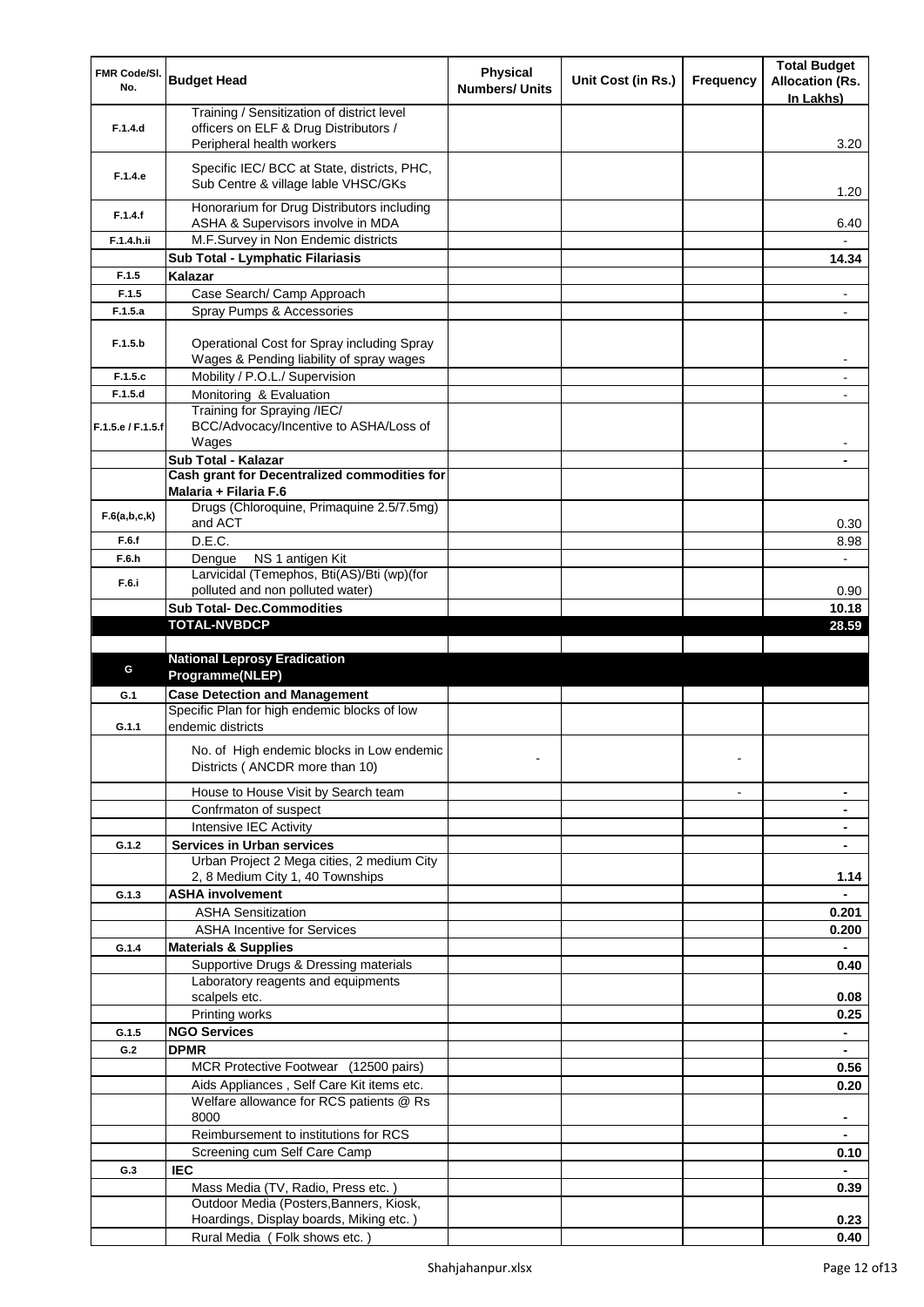| FMR Code/Sl. No. | Budget Head | Physical Numbers/ Units | Unit Cost (in Rs.) | Frequency | Total Budget Allocation (Rs. In Lakhs) |
|---|---|---|---|---|---|
| F.1.4.d | Training / Sensitization of district level officers on ELF & Drug Distributors / Peripheral health workers | | | | 3.20 |
| F.1.4.e | Specific IEC/ BCC at State, districts, PHC, Sub Centre & village lable VHSC/GKs | | | | 1.20 |
| F.1.4.f | Honorarium for Drug Distributors including ASHA & Supervisors involve in MDA | | | | 6.40 |
| F.1.4.h.ii | M.F.Survey in Non Endemic districts | | | | - |
| | **Sub Total - Lymphatic Filariasis** | | | | **14.34** |
| F.1.5 | **Kalazar** | | | | |
| F.1.5 | Case Search/ Camp Approach | | | | - |
| F.1.5.a | Spray Pumps & Accessories | | | | - |
| F.1.5.b | Operational Cost for Spray including Spray Wages & Pending liability of spray wages | | | | - |
| F.1.5.c | Mobility / P.O.L./ Supervision | | | | - |
| F.1.5.d | Monitoring & Evaluation | | | | - |
| F.1.5.e / F.1.5.f | Training for Spraying /IEC/ BCC/Advocacy/Incentive to ASHA/Loss of Wages | | | | - |
| | **Sub Total - Kalazar** | | | | **-** |
| | **Cash grant for Decentralized commodities for Malaria + Filaria F.6** | | | | |
| F.6(a,b,c,k) | Drugs (Chloroquine, Primaquine 2.5/7.5mg) and ACT | | | | 0.30 |
| F.6.f | D.E.C. | | | | 8.98 |
| F.6.h | Dengue NS 1 antigen Kit | | | | - |
| F.6.i | Larvicidal (Temephos, Bti(AS)/Bti (wp)(for polluted and non polluted water) | | | | 0.90 |
| | **Sub Total- Dec.Commodities** | | | | **10.18** |
| | **TOTAL-NVBDCP** | | | | **28.59** |
| | | | | | |
| G | **National Leprosy Eradication Programme(NLEP)** | | | | |
| G.1 | **Case Detection and Management** | | | | |
| G.1.1 | Specific Plan for high endemic blocks of low endemic districts | | | | |
| | No. of High endemic blocks in Low endemic Districts ( ANCDR more than 10) | - | | - | |
| | House to House Visit by Search team | | | - | **-** |
| | Confrmaton of suspect | | | | **-** |
| | Intensive IEC Activity | | | | **-** |
| G.1.2 | **Services in Urban services** | | | | **-** |
| | Urban Project 2 Mega cities, 2 medium City 2, 8 Medium City 1, 40 Townships | | | | **1.14** |
| G.1.3 | **ASHA involvement** | | | | **-** |
| | ASHA Sensitization | | | | **0.201** |
| | ASHA Incentive for Services | | | | **0.200** |
| G.1.4 | **Materials & Supplies** | | | | **-** |
| | Supportive Drugs & Dressing materials | | | | **0.40** |
| | Laboratory reagents and equipments scalpels etc. | | | | **0.08** |
| | Printing works | | | | **0.25** |
| G.1.5 | **NGO Services** | | | | **-** |
| G.2 | **DPMR** | | | | **-** |
| | MCR Protective Footwear (12500 pairs) | | | | **0.56** |
| | Aids Appliances , Self Care Kit items etc. | | | | **0.20** |
| | Welfare allowance for RCS patients @ Rs 8000 | | | | **-** |
| | Reimbursement to institutions for RCS | | | | **-** |
| | Screening cum Self Care Camp | | | | **0.10** |
| G.3 | **IEC** | | | | **-** |
| | Mass Media (TV, Radio, Press etc. ) | | | | **0.39** |
| | Outdoor Media (Posters,Banners, Kiosk, Hoardings, Display boards, Miking etc. ) | | | | **0.23** |
| | Rural Media ( Folk shows etc. ) | | | | **0.40** |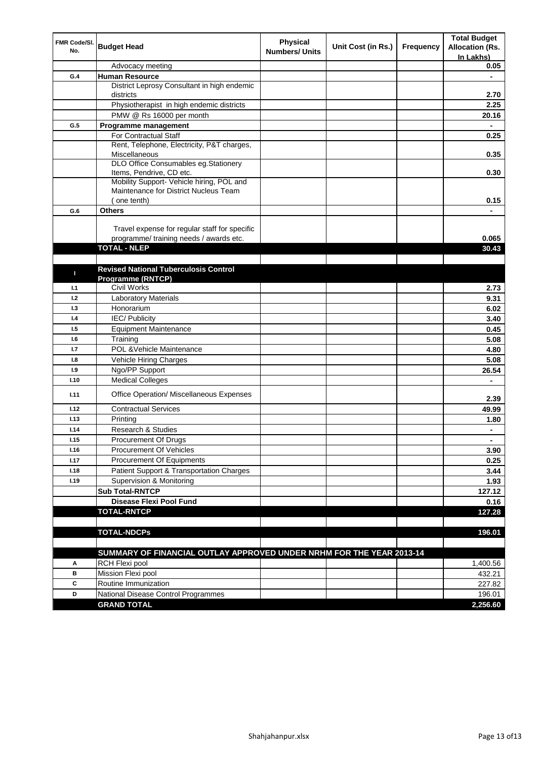| FMR Code/Sl. No. | Budget Head | Physical Numbers/ Units | Unit Cost (in Rs.) | Frequency | Total Budget Allocation (Rs. In Lakhs) |
|---|---|---|---|---|---|
| | Advocacy meeting | | | | 0.05 |
| G.4 | **Human Resource** | | | | - |
| | District Leprosy Consultant in high endemic districts | | | | 2.70 |
| | Physiotherapist in high endemic districts | | | | 2.25 |
| | PMW @ Rs 16000 per month | | | | 20.16 |
| G.5 | **Programme management** | | | | - |
| | For Contractual Staff | | | | 0.25 |
| | Rent, Telephone, Electricity, P&T charges, Miscellaneous | | | | 0.35 |
| | DLO Office Consumables eg.Stationery Items, Pendrive, CD etc. | | | | 0.30 |
| | Mobility Support- Vehicle hiring, POL and Maintenance for District Nucleus Team ( one tenth) | | | | 0.15 |
| G.6 | **Others** | | | | - |
| | Travel expense for regular staff for specific programme/ training needs / awards etc. | | | | 0.065 |
| | **TOTAL - NLEP** | | | | **30.43** |
| | | | | | |
| I | **Revised National Tuberculosis Control Programme (RNTCP)** | | | | |
| I.1 | Civil Works | | | | 2.73 |
| I.2 | Laboratory Materials | | | | 9.31 |
| I.3 | Honorarium | | | | 6.02 |
| I.4 | IEC/ Publicity | | | | 3.40 |
| I.5 | Equipment Maintenance | | | | 0.45 |
| I.6 | Training | | | | 5.08 |
| I.7 | POL &Vehicle Maintenance | | | | 4.80 |
| I.8 | Vehicle Hiring Charges | | | | 5.08 |
| I.9 | Ngo/PP Support | | | | 26.54 |
| I.10 | Medical Colleges | | | | - |
| I.11 | Office Operation/ Miscellaneous Expenses | | | | 2.39 |
| I.12 | Contractual Services | | | | 49.99 |
| I.13 | Printing | | | | 1.80 |
| I.14 | Research & Studies | | | | - |
| I.15 | Procurement Of Drugs | | | | - |
| I.16 | Procurement Of Vehicles | | | | 3.90 |
| I.17 | Procurement Of Equipments | | | | 0.25 |
| I.18 | Patient Support & Transportation Charges | | | | 3.44 |
| I.19 | Supervision & Monitoring | | | | 1.93 |
| | **Sub Total-RNTCP** | | | | **127.12** |
| | **Disease Flexi Pool Fund** | | | | **0.16** |
| | **TOTAL-RNTCP** | | | | **127.28** |
| | | | | | |
| | **TOTAL-NDCPs** | | | | **196.01** |
| | | | | | |
| | **SUMMARY OF FINANCIAL OUTLAY APPROVED UNDER NRHM FOR THE YEAR 2013-14** | | | | |
| A | RCH Flexi pool | | | | 1,400.56 |
| B | Mission Flexi pool | | | | 432.21 |
| C | Routine Immunization | | | | 227.82 |
| D | National Disease Control Programmes | | | | 196.01 |
| | **GRAND TOTAL** | | | | **2,256.60** |